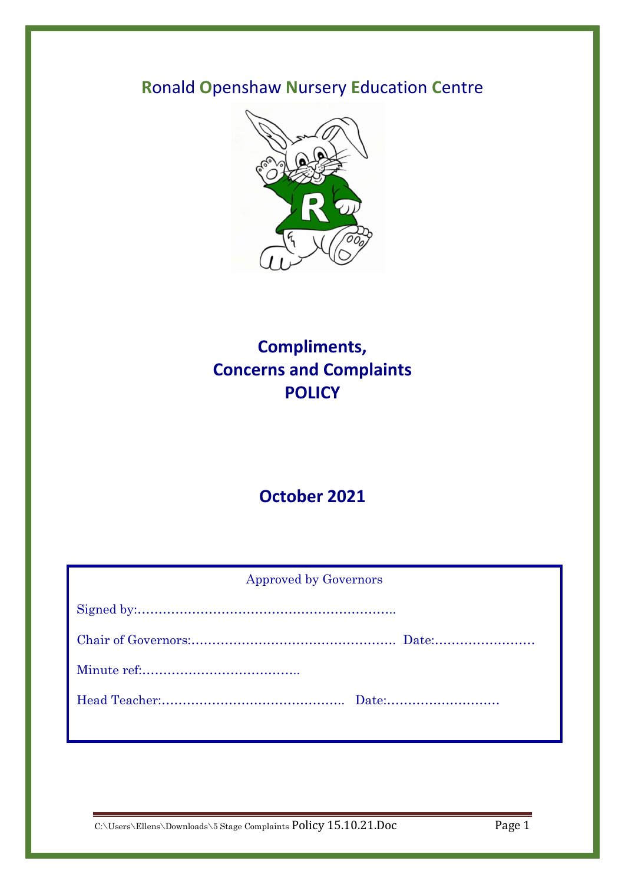Ronald Openshaw Nursery Education Centre

# Compliments, Concerns and Complaints POLICY

## October 2021

Approved by Governors

Signed by:……………………………………………………..

Chair of Governors:………………………………………… Date:……………………

Minute ref:………………………………..

Head Teacher:…………………………………….. Date:………………………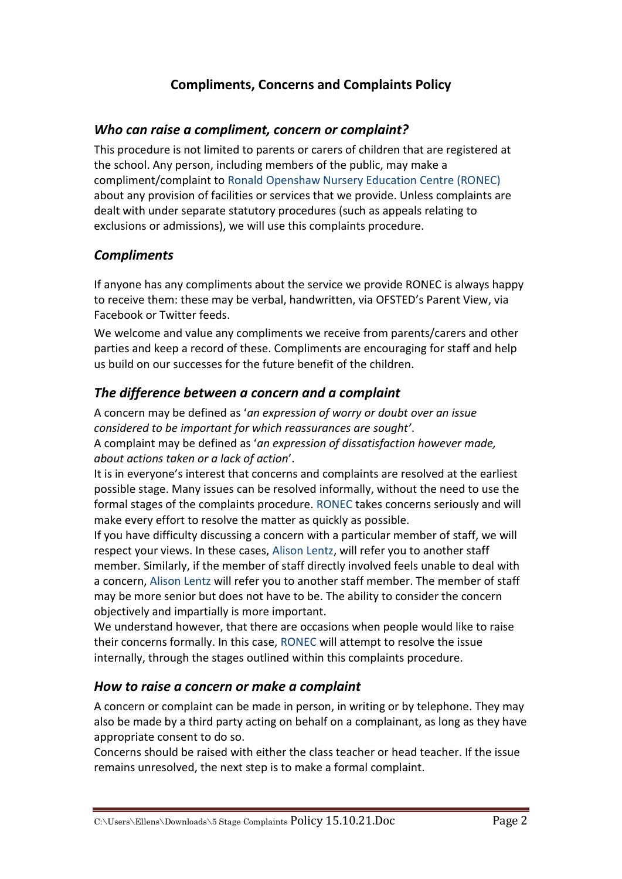# Compliments, Concerns and Complaints Policy

## *Who can raise a compliment, concern or complaint?*

This procedure is not limited to parents or carers of children that are registered at the school. Any person, including members of the public, may make a compliment/complaint to Ronald Openshaw Nursery Education Centre (RONEC) about any provision of facilities or services that we provide. Unless complaints are dealt with under separate statutory procedures (such as appeals relating to exclusions or admissions), we will use this complaints procedure.

## *Compliments*

If anyone has any compliments about the service we provide RONEC is always happy to receive them: these may be verbal, handwritten, via OFSTED's Parent View, via Facebook or Twitter feeds.

We welcome and value any compliments we receive from parents/carers and other parties and keep a record of these. Compliments are encouraging for staff and help us build on our successes for the future benefit of the children.

## *The difference between a concern and a complaint*

A concern may be defined as '*an expression of worry or doubt over an issue considered to be important for which reassurances are sought'*.

A complaint may be defined as '*an expression of dissatisfaction however made, about actions taken or a lack of action*'.

It is in everyone's interest that concerns and complaints are resolved at the earliest possible stage. Many issues can be resolved informally, without the need to use the formal stages of the complaints procedure. RONEC takes concerns seriously and will make every effort to resolve the matter as quickly as possible.

If you have difficulty discussing a concern with a particular member of staff, we will respect your views. In these cases, Alison Lentz, will refer you to another staff member. Similarly, if the member of staff directly involved feels unable to deal with a concern, Alison Lentz will refer you to another staff member. The member of staff may be more senior but does not have to be. The ability to consider the concern objectively and impartially is more important.

We understand however, that there are occasions when people would like to raise their concerns formally. In this case, RONEC will attempt to resolve the issue internally, through the stages outlined within this complaints procedure.

## *How to raise a concern or make a complaint*

A concern or complaint can be made in person, in writing or by telephone. They may also be made by a third party acting on behalf on a complainant, as long as they have appropriate consent to do so.

Concerns should be raised with either the class teacher or head teacher. If the issue remains unresolved, the next step is to make a formal complaint.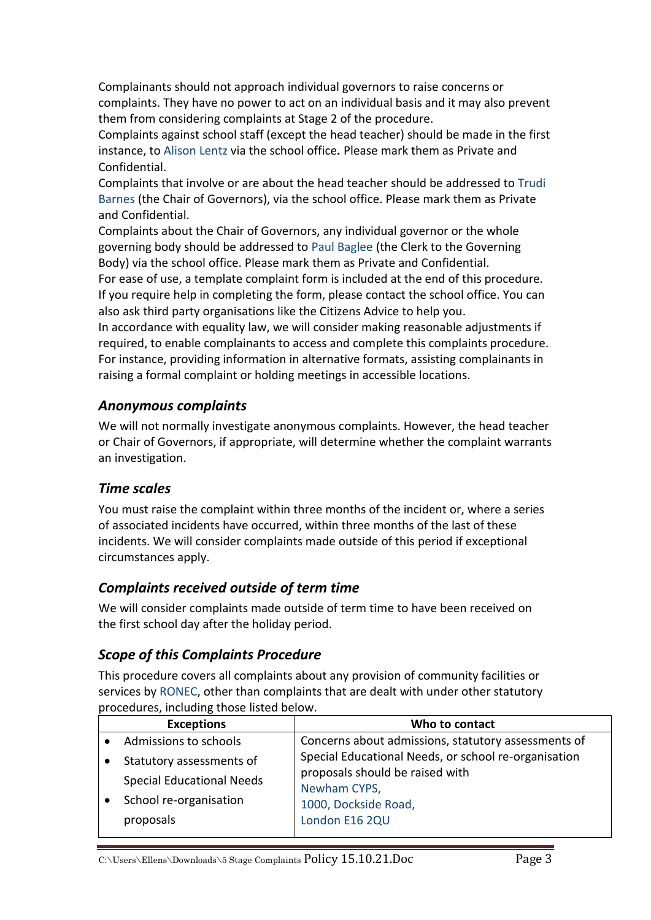Complainants should not approach individual governors to raise concerns or complaints. They have no power to act on an individual basis and it may also prevent them from considering complaints at Stage 2 of the procedure.

Complaints against school staff (except the head teacher) should be made in the first instance, to Alison Lentz via the school office*.* Please mark them as Private and Confidential.

Complaints that involve or are about the head teacher should be addressed to Trudi Barnes (the Chair of Governors), via the school office. Please mark them as Private and Confidential.

Complaints about the Chair of Governors, any individual governor or the whole governing body should be addressed to Paul Baglee (the Clerk to the Governing Body) via the school office. Please mark them as Private and Confidential.

For ease of use, a template complaint form is included at the end of this procedure. If you require help in completing the form, please contact the school office. You can also ask third party organisations like the Citizens Advice to help you.

In accordance with equality law, we will consider making reasonable adjustments if required, to enable complainants to access and complete this complaints procedure. For instance, providing information in alternative formats, assisting complainants in raising a formal complaint or holding meetings in accessible locations.

### *Anonymous complaints*

We will not normally investigate anonymous complaints. However, the head teacher or Chair of Governors, if appropriate, will determine whether the complaint warrants an investigation.

### *Time scales*

You must raise the complaint within three months of the incident or, where a series of associated incidents have occurred, within three months of the last of these incidents. We will consider complaints made outside of this period if exceptional circumstances apply.

### *Complaints received outside of term time*

We will consider complaints made outside of term time to have been received on the first school day after the holiday period.

### *Scope of this Complaints Procedure*

This procedure covers all complaints about any provision of community facilities or services by RONEC, other than complaints that are dealt with under other statutory procedures, including those listed below.

| Exceptions | Who to contact |
|---|---|
| • Admissions to schools<br>• Statutory assessments of Special Educational Needs<br>• School re-organisation proposals | Concerns about admissions, statutory assessments of Special Educational Needs, or school re-organisation proposals should be raised with<br>Newham CYPS,<br>1000, Dockside Road,<br>London E16 2QU |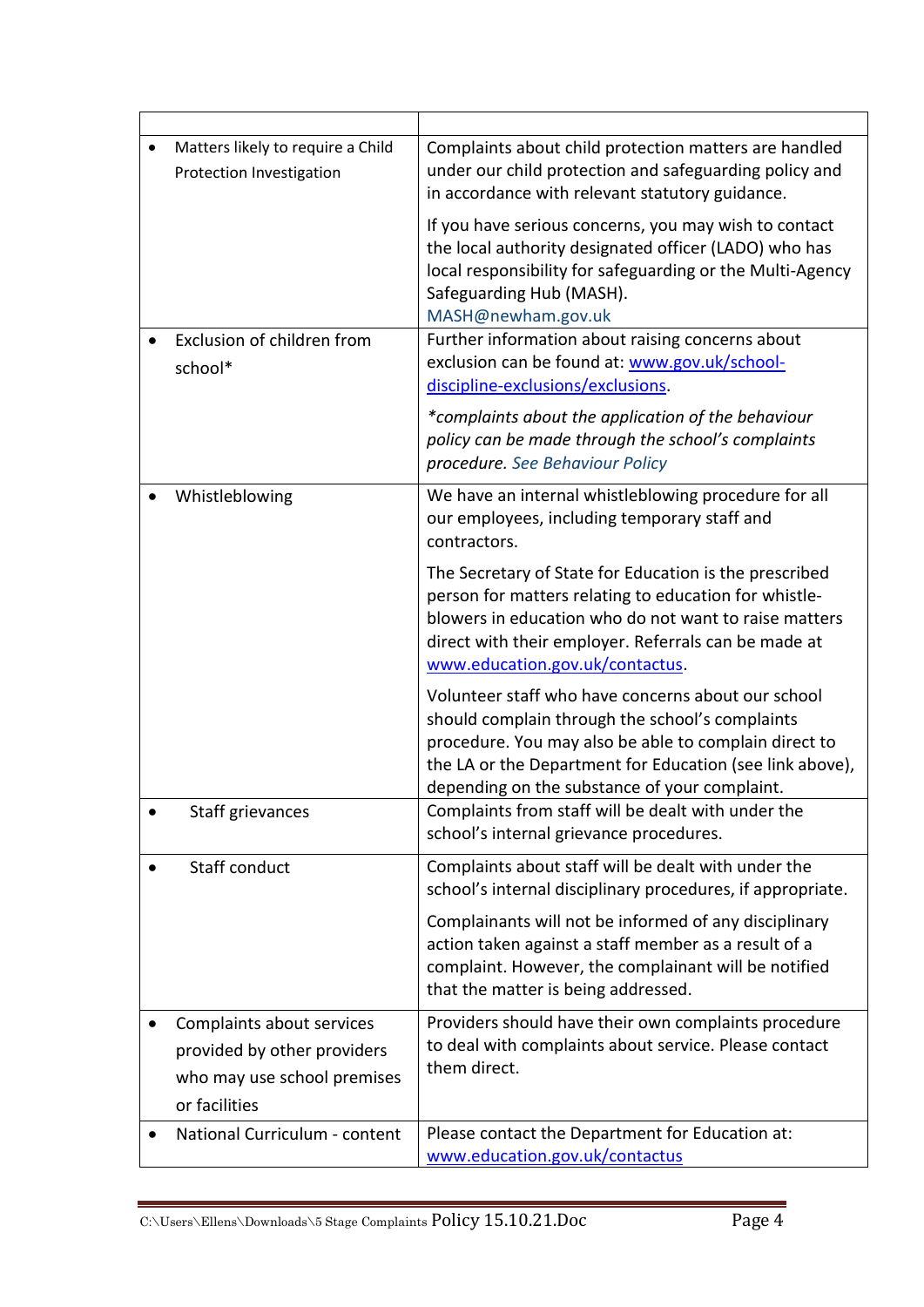| | |
|---|---|
| • Matters likely to require a Child Protection Investigation | Complaints about child protection matters are handled under our child protection and safeguarding policy and in accordance with relevant statutory guidance.<br><br>If you have serious concerns, you may wish to contact the local authority designated officer (LADO) who has local responsibility for safeguarding or the Multi-Agency Safeguarding Hub (MASH).<br>MASH@newham.gov.uk |
| • Exclusion of children from school* | Further information about raising concerns about exclusion can be found at: [www.gov.uk/school-discipline-exclusions/exclusions](www.gov.uk/school-discipline-exclusions/exclusions).<br><br>*\*complaints about the application of the behaviour policy can be made through the school's complaints procedure. See Behaviour Policy* |
| • Whistleblowing | We have an internal whistleblowing procedure for all our employees, including temporary staff and contractors.<br><br>The Secretary of State for Education is the prescribed person for matters relating to education for whistle-blowers in education who do not want to raise matters direct with their employer. Referrals can be made at [www.education.gov.uk/contactus](www.education.gov.uk/contactus).<br><br>Volunteer staff who have concerns about our school should complain through the school's complaints procedure. You may also be able to complain direct to the LA or the Department for Education (see link above), depending on the substance of your complaint. |
| • Staff grievances | Complaints from staff will be dealt with under the school's internal grievance procedures. |
| • Staff conduct | Complaints about staff will be dealt with under the school's internal disciplinary procedures, if appropriate.<br><br>Complainants will not be informed of any disciplinary action taken against a staff member as a result of a complaint. However, the complainant will be notified that the matter is being addressed. |
| • Complaints about services provided by other providers who may use school premises or facilities | Providers should have their own complaints procedure to deal with complaints about service. Please contact them direct. |
| • National Curriculum - content | Please contact the Department for Education at: [www.education.gov.uk/contactus](www.education.gov.uk/contactus) |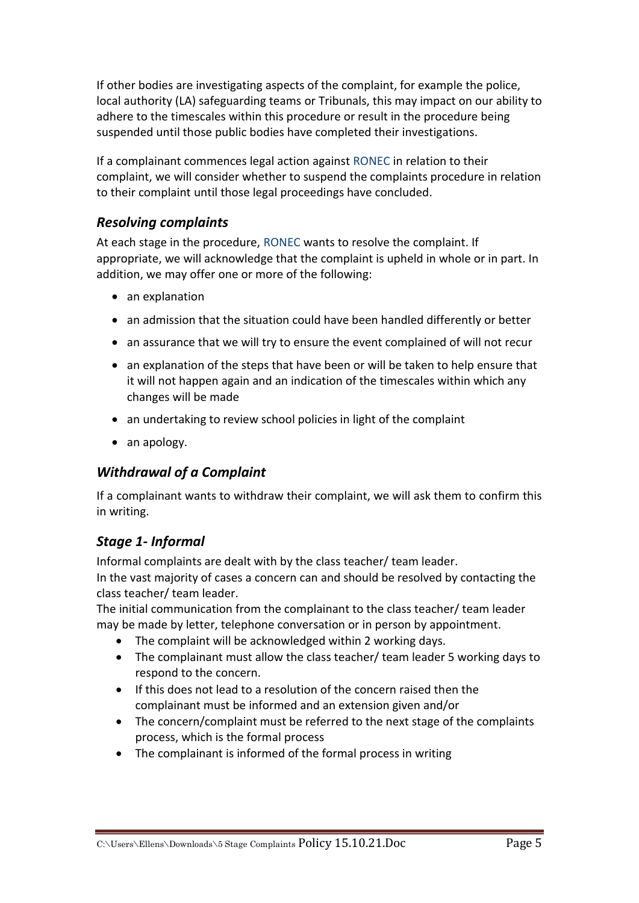If other bodies are investigating aspects of the complaint, for example the police, local authority (LA) safeguarding teams or Tribunals, this may impact on our ability to adhere to the timescales within this procedure or result in the procedure being suspended until those public bodies have completed their investigations.

If a complainant commences legal action against RONEC in relation to their complaint, we will consider whether to suspend the complaints procedure in relation to their complaint until those legal proceedings have concluded.

### *Resolving complaints*

At each stage in the procedure, RONEC wants to resolve the complaint. If appropriate, we will acknowledge that the complaint is upheld in whole or in part. In addition, we may offer one or more of the following:

- an explanation
- an admission that the situation could have been handled differently or better
- an assurance that we will try to ensure the event complained of will not recur
- an explanation of the steps that have been or will be taken to help ensure that it will not happen again and an indication of the timescales within which any changes will be made
- an undertaking to review school policies in light of the complaint
- an apology.

### *Withdrawal of a Complaint*

If a complainant wants to withdraw their complaint, we will ask them to confirm this in writing.

### *Stage 1- Informal*

Informal complaints are dealt with by the class teacher/ team leader.
In the vast majority of cases a concern can and should be resolved by contacting the class teacher/ team leader.
The initial communication from the complainant to the class teacher/ team leader may be made by letter, telephone conversation or in person by appointment.

- The complaint will be acknowledged within 2 working days.
- The complainant must allow the class teacher/ team leader 5 working days to respond to the concern.
- If this does not lead to a resolution of the concern raised then the complainant must be informed and an extension given and/or
- The concern/complaint must be referred to the next stage of the complaints process, which is the formal process
- The complainant is informed of the formal process in writing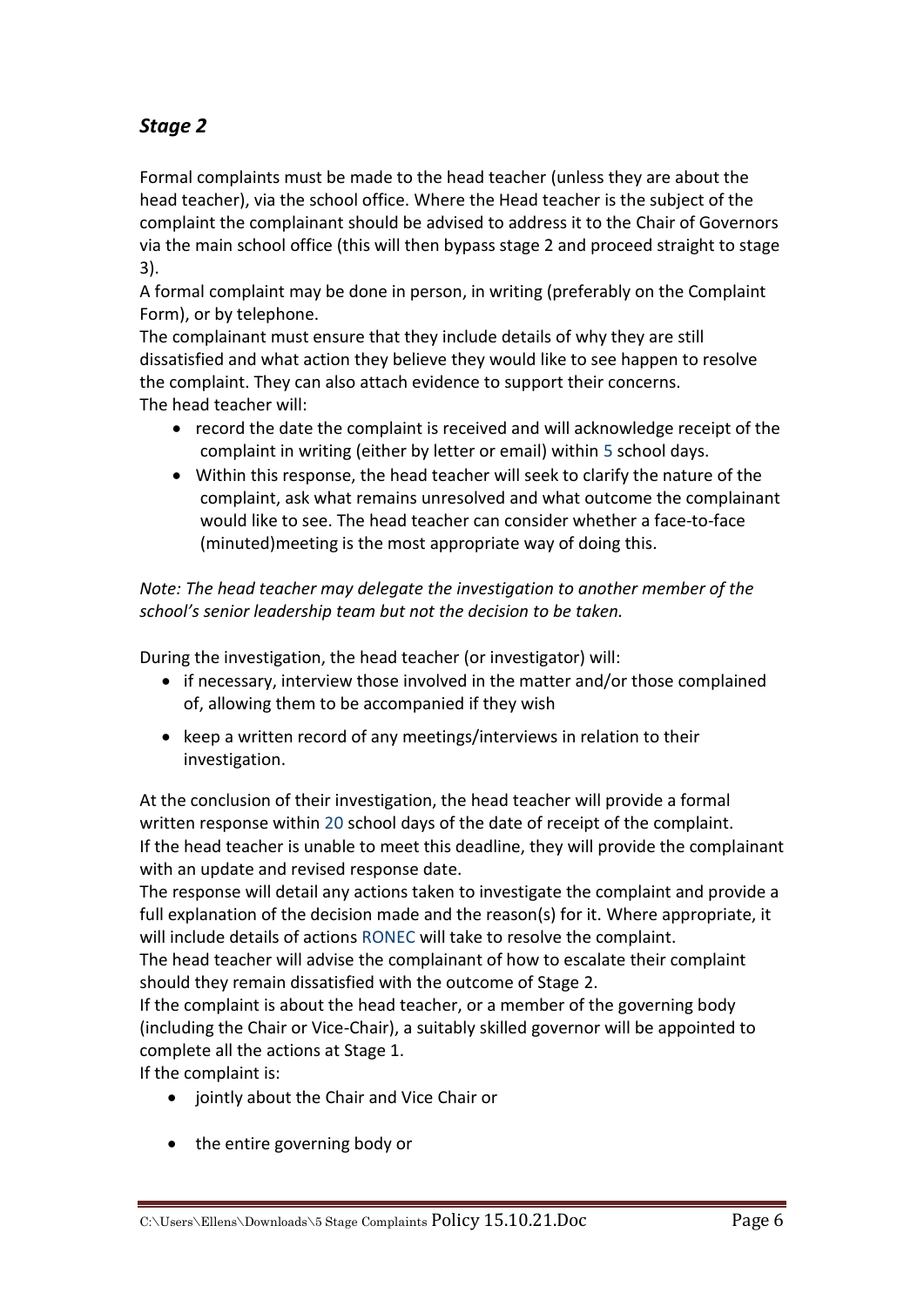## *Stage 2*

Formal complaints must be made to the head teacher (unless they are about the head teacher), via the school office. Where the Head teacher is the subject of the complaint the complainant should be advised to address it to the Chair of Governors via the main school office (this will then bypass stage 2 and proceed straight to stage 3).

A formal complaint may be done in person, in writing (preferably on the Complaint Form), or by telephone.

The complainant must ensure that they include details of why they are still dissatisfied and what action they believe they would like to see happen to resolve the complaint. They can also attach evidence to support their concerns.

The head teacher will:

- record the date the complaint is received and will acknowledge receipt of the complaint in writing (either by letter or email) within 5 school days.
- Within this response, the head teacher will seek to clarify the nature of the complaint, ask what remains unresolved and what outcome the complainant would like to see. The head teacher can consider whether a face-to-face (minuted)meeting is the most appropriate way of doing this.

*Note: The head teacher may delegate the investigation to another member of the school's senior leadership team but not the decision to be taken.*

During the investigation, the head teacher (or investigator) will:

- if necessary, interview those involved in the matter and/or those complained of, allowing them to be accompanied if they wish
- keep a written record of any meetings/interviews in relation to their investigation.

At the conclusion of their investigation, the head teacher will provide a formal written response within 20 school days of the date of receipt of the complaint.

If the head teacher is unable to meet this deadline, they will provide the complainant with an update and revised response date.

The response will detail any actions taken to investigate the complaint and provide a full explanation of the decision made and the reason(s) for it. Where appropriate, it will include details of actions RONEC will take to resolve the complaint.

The head teacher will advise the complainant of how to escalate their complaint should they remain dissatisfied with the outcome of Stage 2.

If the complaint is about the head teacher, or a member of the governing body (including the Chair or Vice-Chair), a suitably skilled governor will be appointed to complete all the actions at Stage 1.

If the complaint is:

- jointly about the Chair and Vice Chair or
- the entire governing body or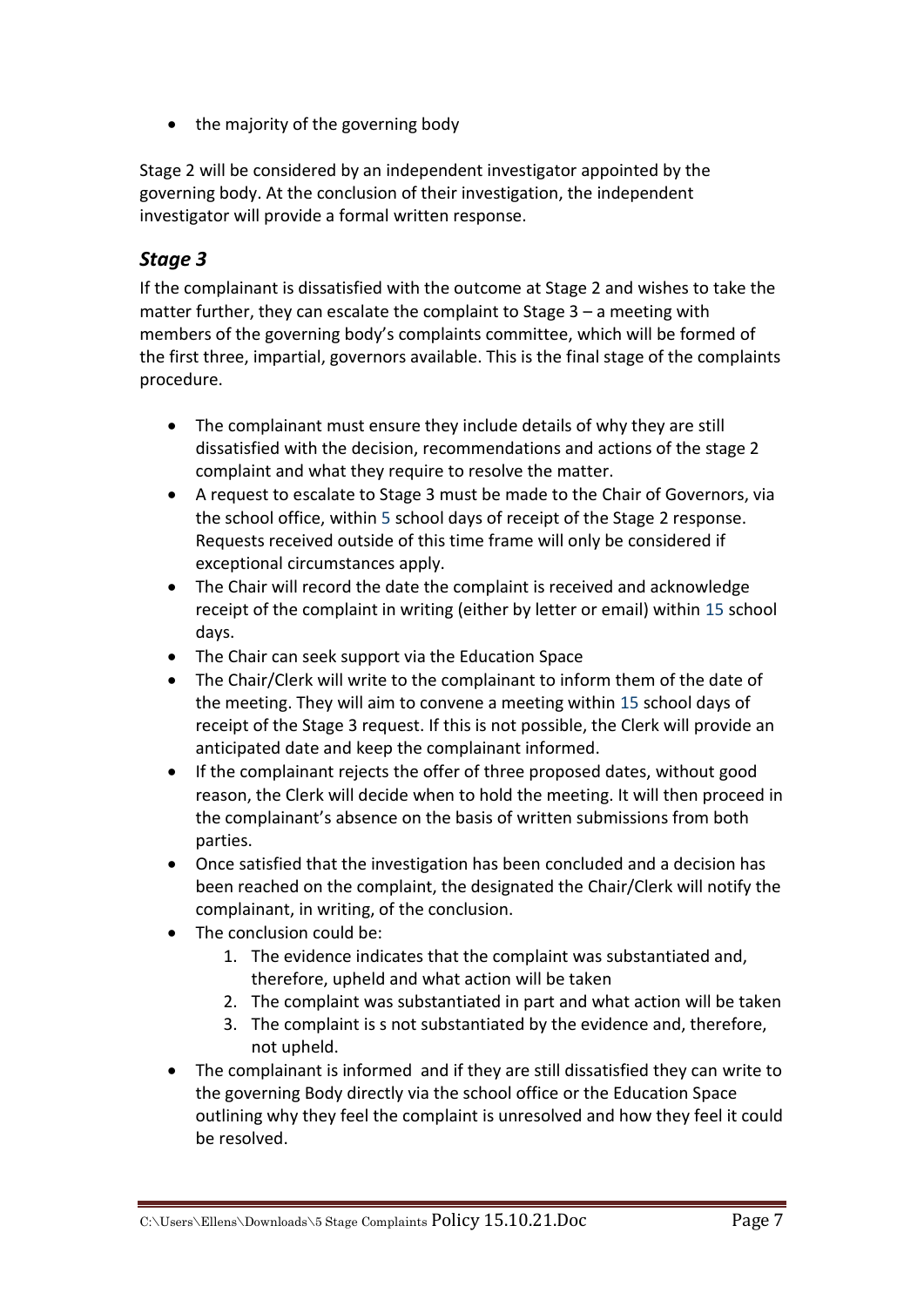- the majority of the governing body

Stage 2 will be considered by an independent investigator appointed by the governing body. At the conclusion of their investigation, the independent investigator will provide a formal written response.

## *Stage 3*

If the complainant is dissatisfied with the outcome at Stage 2 and wishes to take the matter further, they can escalate the complaint to Stage 3 – a meeting with members of the governing body's complaints committee, which will be formed of the first three, impartial, governors available. This is the final stage of the complaints procedure.

- The complainant must ensure they include details of why they are still dissatisfied with the decision, recommendations and actions of the stage 2 complaint and what they require to resolve the matter.
- A request to escalate to Stage 3 must be made to the Chair of Governors, via the school office, within 5 school days of receipt of the Stage 2 response. Requests received outside of this time frame will only be considered if exceptional circumstances apply.
- The Chair will record the date the complaint is received and acknowledge receipt of the complaint in writing (either by letter or email) within 15 school days.
- The Chair can seek support via the Education Space
- The Chair/Clerk will write to the complainant to inform them of the date of the meeting. They will aim to convene a meeting within 15 school days of receipt of the Stage 3 request. If this is not possible, the Clerk will provide an anticipated date and keep the complainant informed.
- If the complainant rejects the offer of three proposed dates, without good reason, the Clerk will decide when to hold the meeting. It will then proceed in the complainant's absence on the basis of written submissions from both parties.
- Once satisfied that the investigation has been concluded and a decision has been reached on the complaint, the designated the Chair/Clerk will notify the complainant, in writing, of the conclusion.
- The conclusion could be:
    1. The evidence indicates that the complaint was substantiated and, therefore, upheld and what action will be taken
    2. The complaint was substantiated in part and what action will be taken
    3. The complaint is s not substantiated by the evidence and, therefore, not upheld.
- The complainant is informed and if they are still dissatisfied they can write to the governing Body directly via the school office or the Education Space outlining why they feel the complaint is unresolved and how they feel it could be resolved.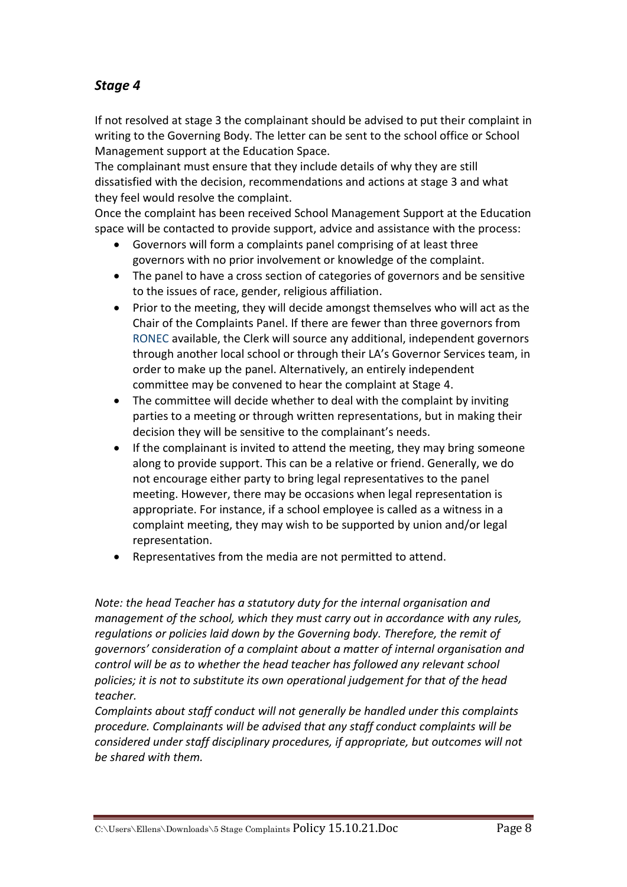### *Stage 4*

If not resolved at stage 3 the complainant should be advised to put their complaint in writing to the Governing Body. The letter can be sent to the school office or School Management support at the Education Space.
The complainant must ensure that they include details of why they are still dissatisfied with the decision, recommendations and actions at stage 3 and what they feel would resolve the complaint.
Once the complaint has been received School Management Support at the Education space will be contacted to provide support, advice and assistance with the process:

- Governors will form a complaints panel comprising of at least three governors with no prior involvement or knowledge of the complaint.
- The panel to have a cross section of categories of governors and be sensitive to the issues of race, gender, religious affiliation.
- Prior to the meeting, they will decide amongst themselves who will act as the Chair of the Complaints Panel. If there are fewer than three governors from RONEC available, the Clerk will source any additional, independent governors through another local school or through their LA's Governor Services team, in order to make up the panel. Alternatively, an entirely independent committee may be convened to hear the complaint at Stage 4.
- The committee will decide whether to deal with the complaint by inviting parties to a meeting or through written representations, but in making their decision they will be sensitive to the complainant's needs.
- If the complainant is invited to attend the meeting, they may bring someone along to provide support. This can be a relative or friend. Generally, we do not encourage either party to bring legal representatives to the panel meeting. However, there may be occasions when legal representation is appropriate. For instance, if a school employee is called as a witness in a complaint meeting, they may wish to be supported by union and/or legal representation.
- Representatives from the media are not permitted to attend.

*Note: the head Teacher has a statutory duty for the internal organisation and management of the school, which they must carry out in accordance with any rules, regulations or policies laid down by the Governing body. Therefore, the remit of governors' consideration of a complaint about a matter of internal organisation and control will be as to whether the head teacher has followed any relevant school policies; it is not to substitute its own operational judgement for that of the head teacher.*
*Complaints about staff conduct will not generally be handled under this complaints procedure. Complainants will be advised that any staff conduct complaints will be considered under staff disciplinary procedures, if appropriate, but outcomes will not be shared with them.*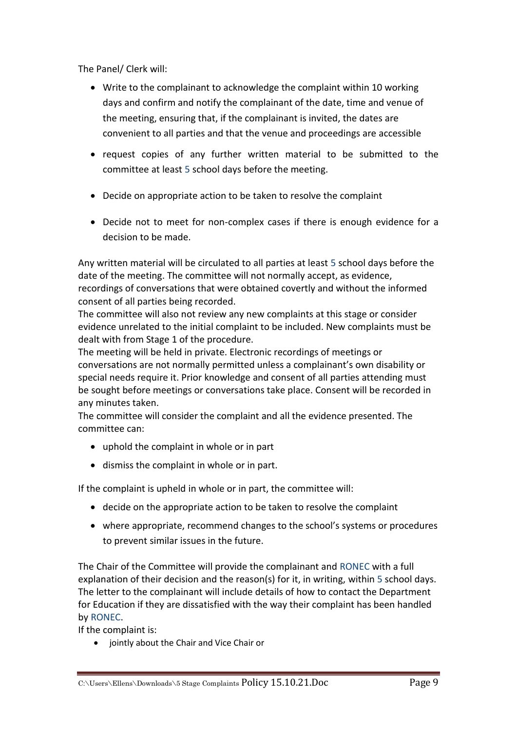The Panel/ Clerk will:

- Write to the complainant to acknowledge the complaint within 10 working days and confirm and notify the complainant of the date, time and venue of the meeting, ensuring that, if the complainant is invited, the dates are convenient to all parties and that the venue and proceedings are accessible
- request copies of any further written material to be submitted to the committee at least 5 school days before the meeting.
- Decide on appropriate action to be taken to resolve the complaint
- Decide not to meet for non-complex cases if there is enough evidence for a decision to be made.

Any written material will be circulated to all parties at least 5 school days before the date of the meeting. The committee will not normally accept, as evidence, recordings of conversations that were obtained covertly and without the informed consent of all parties being recorded.
The committee will also not review any new complaints at this stage or consider evidence unrelated to the initial complaint to be included. New complaints must be dealt with from Stage 1 of the procedure.
The meeting will be held in private. Electronic recordings of meetings or conversations are not normally permitted unless a complainant's own disability or special needs require it. Prior knowledge and consent of all parties attending must be sought before meetings or conversations take place. Consent will be recorded in any minutes taken.
The committee will consider the complaint and all the evidence presented. The committee can:

- uphold the complaint in whole or in part
- dismiss the complaint in whole or in part.

If the complaint is upheld in whole or in part, the committee will:

- decide on the appropriate action to be taken to resolve the complaint
- where appropriate, recommend changes to the school's systems or procedures to prevent similar issues in the future.

The Chair of the Committee will provide the complainant and RONEC with a full explanation of their decision and the reason(s) for it, in writing, within 5 school days. The letter to the complainant will include details of how to contact the Department for Education if they are dissatisfied with the way their complaint has been handled by RONEC.
If the complaint is:

- jointly about the Chair and Vice Chair or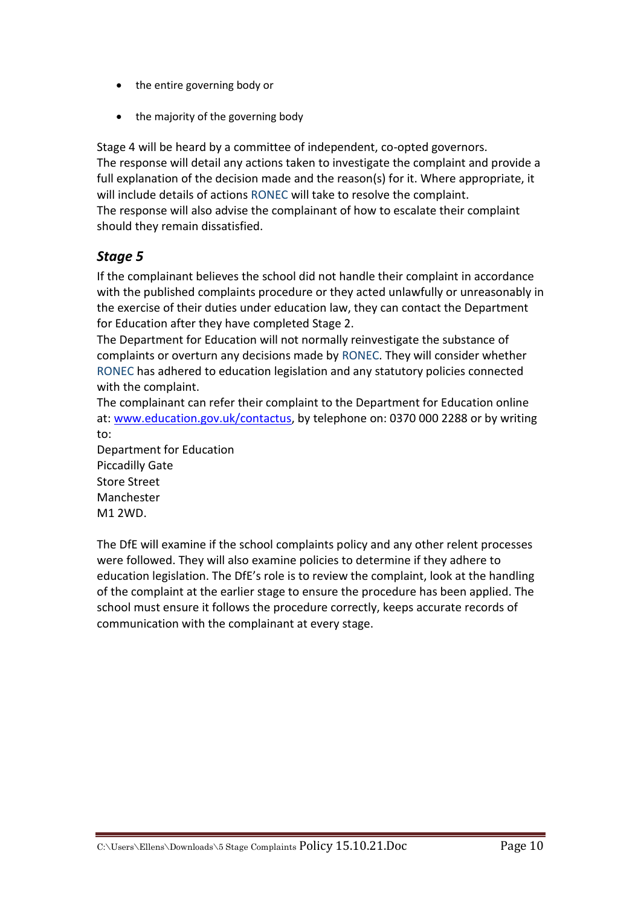- the entire governing body or
- the majority of the governing body

Stage 4 will be heard by a committee of independent, co-opted governors.
The response will detail any actions taken to investigate the complaint and provide a full explanation of the decision made and the reason(s) for it. Where appropriate, it will include details of actions RONEC will take to resolve the complaint.
The response will also advise the complainant of how to escalate their complaint should they remain dissatisfied.

### *Stage 5*

If the complainant believes the school did not handle their complaint in accordance with the published complaints procedure or they acted unlawfully or unreasonably in the exercise of their duties under education law, they can contact the Department for Education after they have completed Stage 2.
The Department for Education will not normally reinvestigate the substance of complaints or overturn any decisions made by RONEC. They will consider whether RONEC has adhered to education legislation and any statutory policies connected with the complaint.
The complainant can refer their complaint to the Department for Education online at: [www.education.gov.uk/contactus](www.education.gov.uk/contactus), by telephone on: 0370 000 2288 or by writing to:
Department for Education
Piccadilly Gate
Store Street
Manchester
M1 2WD.

The DfE will examine if the school complaints policy and any other relent processes were followed. They will also examine policies to determine if they adhere to education legislation. The DfE's role is to review the complaint, look at the handling of the complaint at the earlier stage to ensure the procedure has been applied. The school must ensure it follows the procedure correctly, keeps accurate records of communication with the complainant at every stage.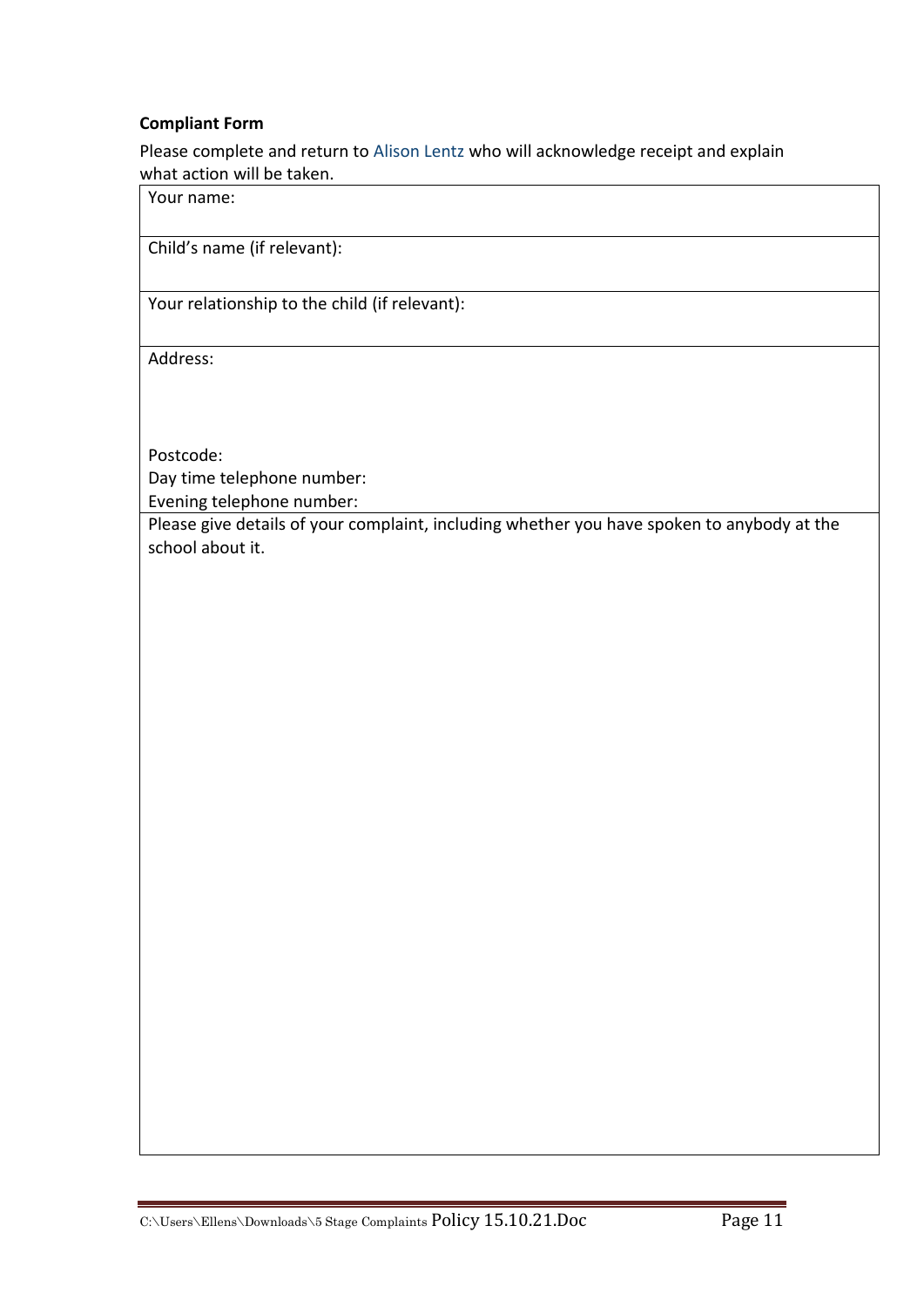**Compliant Form**

Please complete and return to Alison Lentz who will acknowledge receipt and explain what action will be taken.

| Your name: |
|---|
| Child's name (if relevant): |
| Your relationship to the child (if relevant): |
| Address:<br><br><br>Postcode:<br>Day time telephone number:<br>Evening telephone number: |
| Please give details of your complaint, including whether you have spoken to anybody at the school about it. |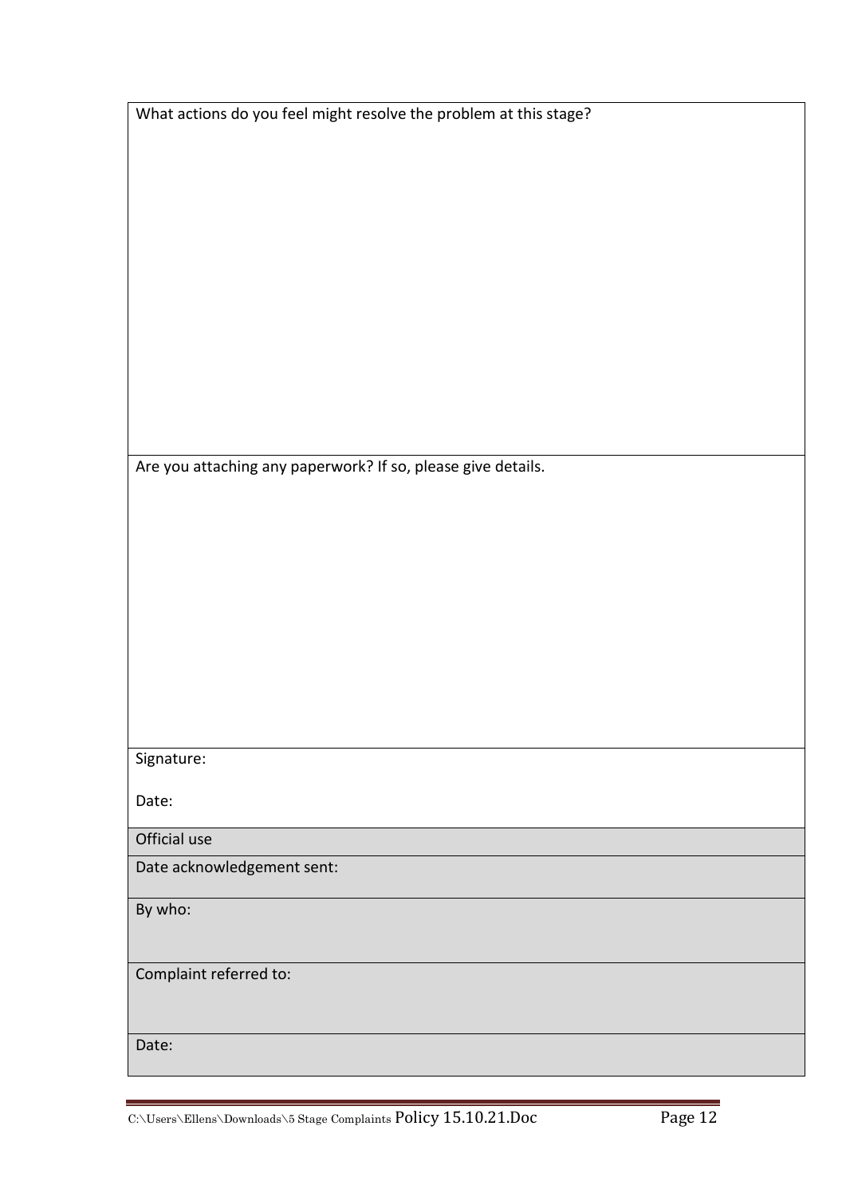| What actions do you feel might resolve the problem at this stage? |
|---|
| Are you attaching any paperwork? If so, please give details. |
| Signature:<br><br>Date: |
| Official use |
| Date acknowledgement sent: |
| By who: |
| Complaint referred to: |
| Date: |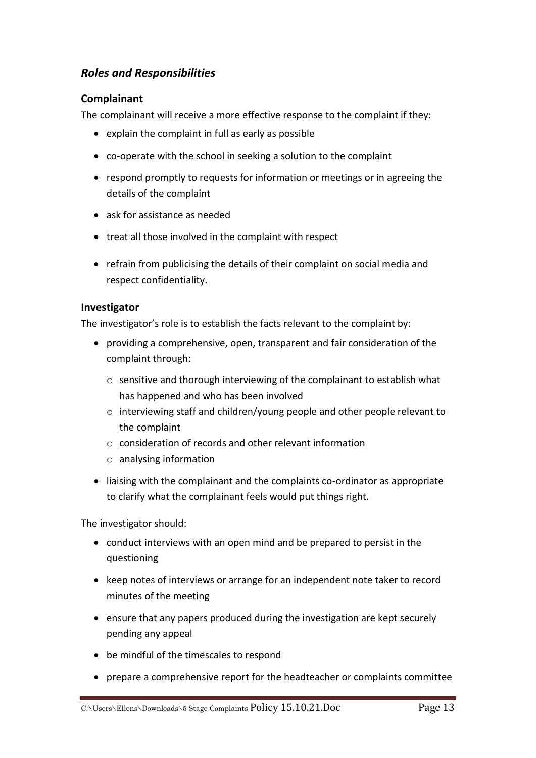## *Roles and Responsibilities*

### Complainant

The complainant will receive a more effective response to the complaint if they:

- explain the complaint in full as early as possible
- co-operate with the school in seeking a solution to the complaint
- respond promptly to requests for information or meetings or in agreeing the details of the complaint
- ask for assistance as needed
- treat all those involved in the complaint with respect
- refrain from publicising the details of their complaint on social media and respect confidentiality.

### Investigator

The investigator's role is to establish the facts relevant to the complaint by:

- providing a comprehensive, open, transparent and fair consideration of the complaint through:
  - sensitive and thorough interviewing of the complainant to establish what has happened and who has been involved
  - interviewing staff and children/young people and other people relevant to the complaint
  - consideration of records and other relevant information
  - analysing information
- liaising with the complainant and the complaints co-ordinator as appropriate to clarify what the complainant feels would put things right.

The investigator should:

- conduct interviews with an open mind and be prepared to persist in the questioning
- keep notes of interviews or arrange for an independent note taker to record minutes of the meeting
- ensure that any papers produced during the investigation are kept securely pending any appeal
- be mindful of the timescales to respond
- prepare a comprehensive report for the headteacher or complaints committee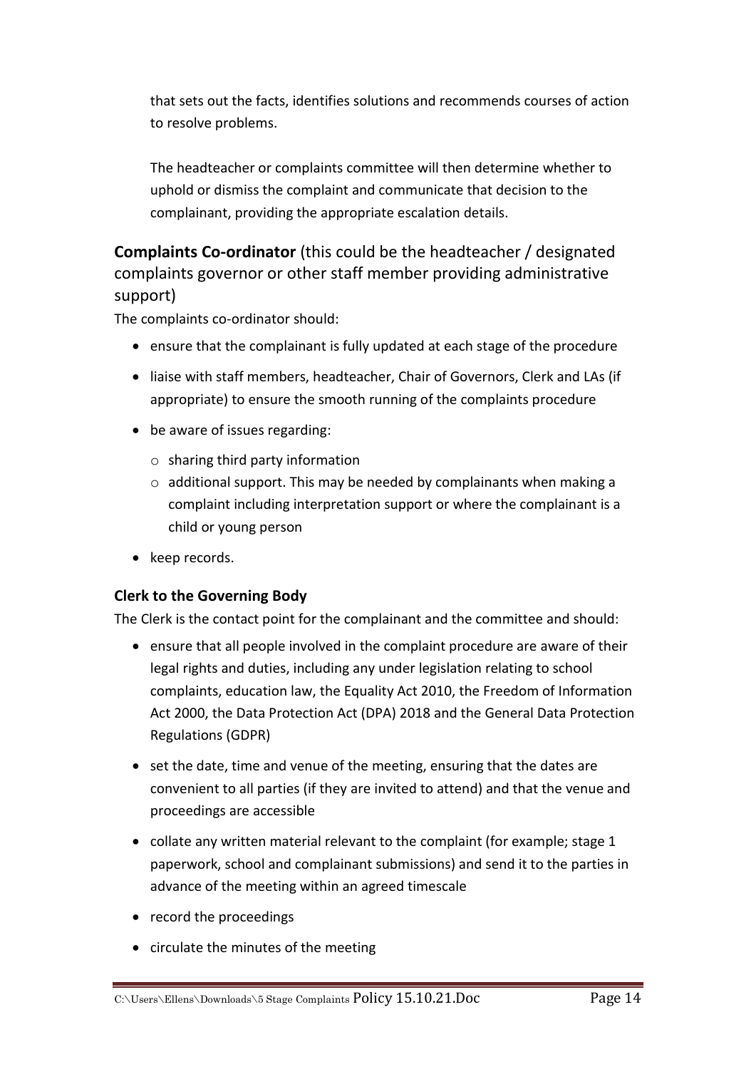that sets out the facts, identifies solutions and recommends courses of action to resolve problems.

The headteacher or complaints committee will then determine whether to uphold or dismiss the complaint and communicate that decision to the complainant, providing the appropriate escalation details.

## **Complaints Co-ordinator** (this could be the headteacher / designated complaints governor or other staff member providing administrative support)

The complaints co-ordinator should:

- ensure that the complainant is fully updated at each stage of the procedure
- liaise with staff members, headteacher, Chair of Governors, Clerk and LAs (if appropriate) to ensure the smooth running of the complaints procedure
- be aware of issues regarding:
  - sharing third party information
  - additional support. This may be needed by complainants when making a complaint including interpretation support or where the complainant is a child or young person
- keep records.

### Clerk to the Governing Body

The Clerk is the contact point for the complainant and the committee and should:

- ensure that all people involved in the complaint procedure are aware of their legal rights and duties, including any under legislation relating to school complaints, education law, the Equality Act 2010, the Freedom of Information Act 2000, the Data Protection Act (DPA) 2018 and the General Data Protection Regulations (GDPR)
- set the date, time and venue of the meeting, ensuring that the dates are convenient to all parties (if they are invited to attend) and that the venue and proceedings are accessible
- collate any written material relevant to the complaint (for example; stage 1 paperwork, school and complainant submissions) and send it to the parties in advance of the meeting within an agreed timescale
- record the proceedings
- circulate the minutes of the meeting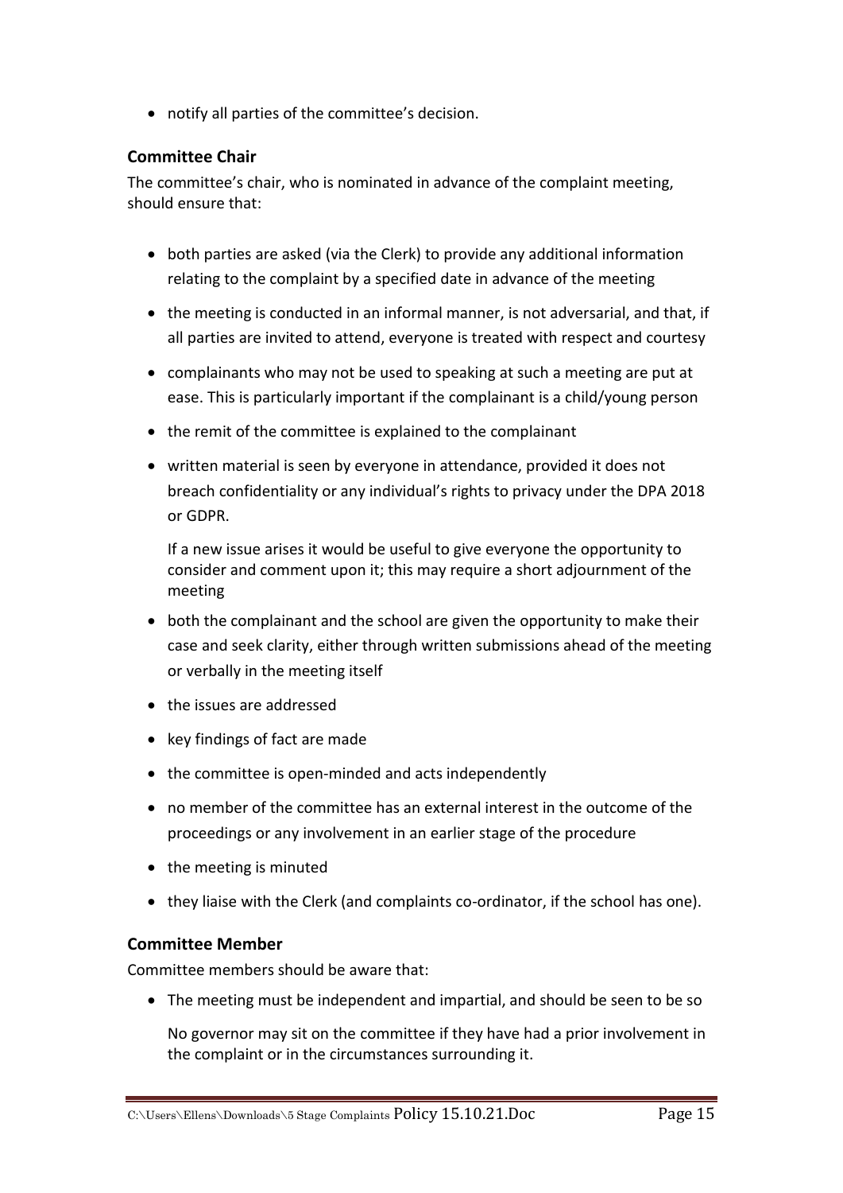- notify all parties of the committee's decision.

### Committee Chair

The committee's chair, who is nominated in advance of the complaint meeting, should ensure that:

- both parties are asked (via the Clerk) to provide any additional information relating to the complaint by a specified date in advance of the meeting
- the meeting is conducted in an informal manner, is not adversarial, and that, if all parties are invited to attend, everyone is treated with respect and courtesy
- complainants who may not be used to speaking at such a meeting are put at ease. This is particularly important if the complainant is a child/young person
- the remit of the committee is explained to the complainant
- written material is seen by everyone in attendance, provided it does not breach confidentiality or any individual's rights to privacy under the DPA 2018 or GDPR.

  If a new issue arises it would be useful to give everyone the opportunity to consider and comment upon it; this may require a short adjournment of the meeting
- both the complainant and the school are given the opportunity to make their case and seek clarity, either through written submissions ahead of the meeting or verbally in the meeting itself
- the issues are addressed
- key findings of fact are made
- the committee is open-minded and acts independently
- no member of the committee has an external interest in the outcome of the proceedings or any involvement in an earlier stage of the procedure
- the meeting is minuted
- they liaise with the Clerk (and complaints co-ordinator, if the school has one).

### Committee Member

Committee members should be aware that:

- The meeting must be independent and impartial, and should be seen to be so

  No governor may sit on the committee if they have had a prior involvement in the complaint or in the circumstances surrounding it.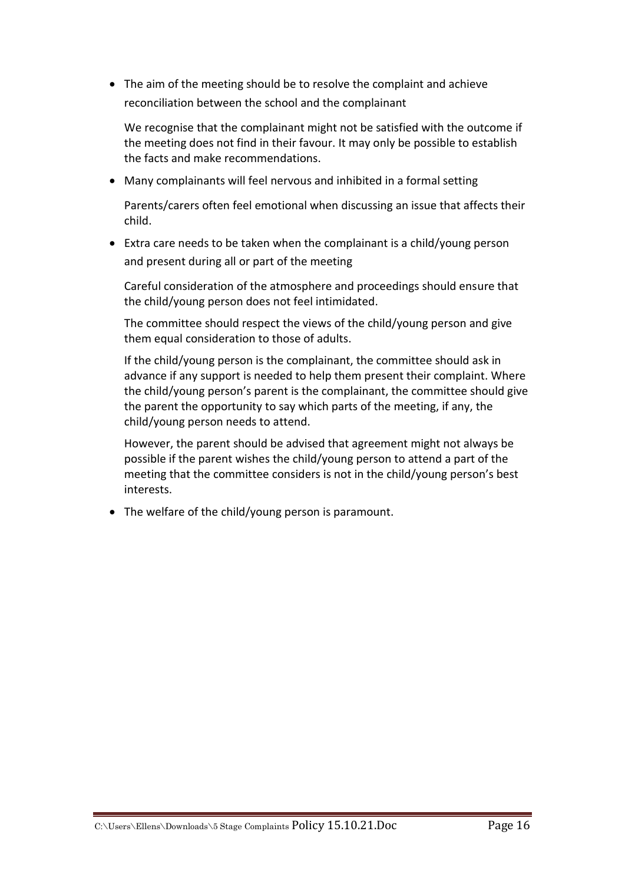- The aim of the meeting should be to resolve the complaint and achieve reconciliation between the school and the complainant

  We recognise that the complainant might not be satisfied with the outcome if the meeting does not find in their favour. It may only be possible to establish the facts and make recommendations.

- Many complainants will feel nervous and inhibited in a formal setting

  Parents/carers often feel emotional when discussing an issue that affects their child.

- Extra care needs to be taken when the complainant is a child/young person and present during all or part of the meeting

  Careful consideration of the atmosphere and proceedings should ensure that the child/young person does not feel intimidated.

  The committee should respect the views of the child/young person and give them equal consideration to those of adults.

  If the child/young person is the complainant, the committee should ask in advance if any support is needed to help them present their complaint. Where the child/young person's parent is the complainant, the committee should give the parent the opportunity to say which parts of the meeting, if any, the child/young person needs to attend.

  However, the parent should be advised that agreement might not always be possible if the parent wishes the child/young person to attend a part of the meeting that the committee considers is not in the child/young person's best interests.

- The welfare of the child/young person is paramount.